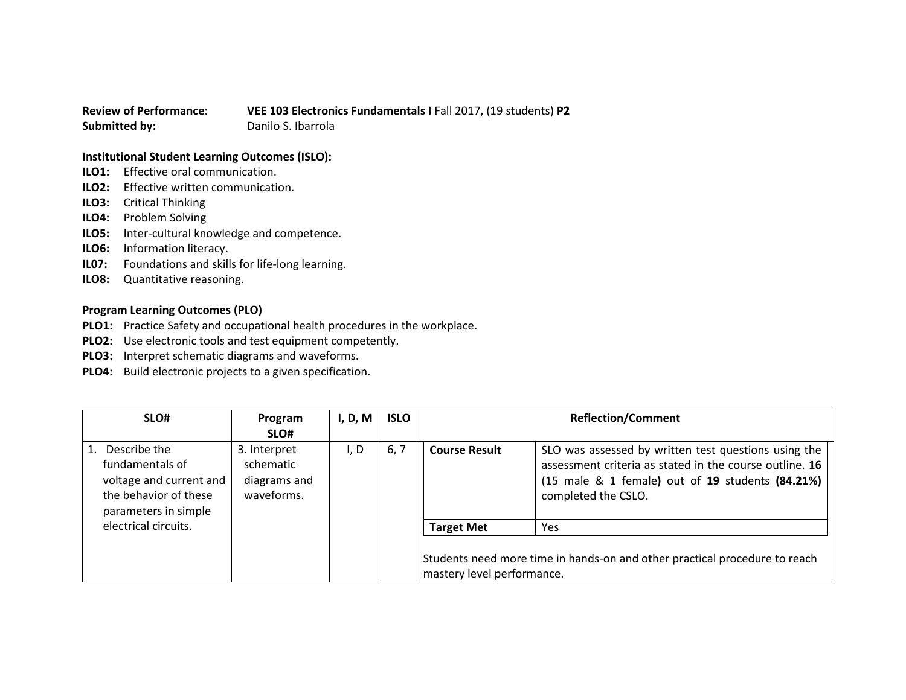**Review of Performance:** **VEE 103 Electronics Fundamentals I** Fall 2017, (19 students) **P2**
**Submitted by:** Danilo S. Ibarrola

**Institutional Student Learning Outcomes (ISLO):**

**ILO1:** Effective oral communication.
**ILO2:** Effective written communication.
**ILO3:** Critical Thinking
**ILO4:** Problem Solving
**ILO5:** Inter-cultural knowledge and competence.
**ILO6:** Information literacy.
**IL07:** Foundations and skills for life-long learning.
**ILO8:** Quantitative reasoning.

**Program Learning Outcomes (PLO)**

**PLO1:** Practice Safety and occupational health procedures in the workplace.
**PLO2:** Use electronic tools and test equipment competently.
**PLO3:** Interpret schematic diagrams and waveforms.
**PLO4:** Build electronic projects to a given specification.

| SLO# | Program SLO# | I, D, M | ISLO | Reflection/Comment | |
|---|---|---|---|---|---|
| 1. Describe the fundamentals of voltage and current and the behavior of these parameters in simple electrical circuits. | 3. Interpret schematic diagrams and waveforms. | I, D | 6, 7 | **Course Result** | SLO was assessed by written test questions using the assessment criteria as stated in the course outline. **16** (15 male & 1 female**)** out of **19** students **(84.21%)** completed the CSLO. |
| | | | | **Target Met** | Yes |
| | | | | Students need more time in hands-on and other practical procedure to reach mastery level performance. | |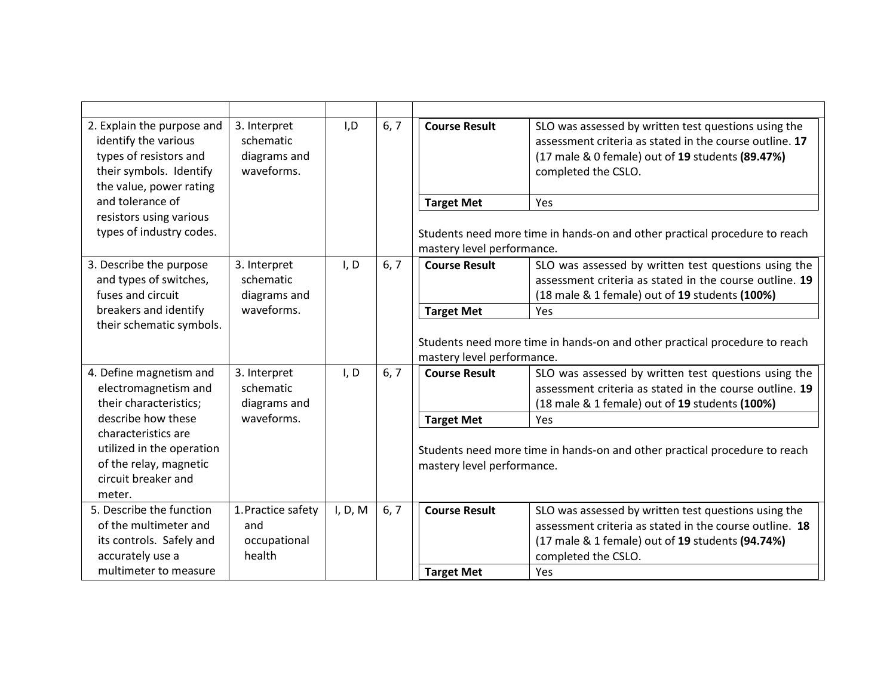| | | | | | |
|---|---|---|---|---|---|
| 2. Explain the purpose and identify the various types of resistors and their symbols. Identify the value, power rating and tolerance of resistors using various types of industry codes. | 3. Interpret schematic diagrams and waveforms. | I,D | 6, 7 | **Course Result** | SLO was assessed by written test questions using the assessment criteria as stated in the course outline. **17** (17 male & 0 female) out of **19** students **(89.47%)** completed the CSLO. |
| | | | | **Target Met** | Yes |
| | | | | Students need more time in hands-on and other practical procedure to reach mastery level performance. | |
| 3. Describe the purpose and types of switches, fuses and circuit breakers and identify their schematic symbols. | 3. Interpret schematic diagrams and waveforms. | I, D | 6, 7 | **Course Result** | SLO was assessed by written test questions using the assessment criteria as stated in the course outline. **19** (18 male & 1 female) out of **19** students **(100%)** |
| | | | | **Target Met** | Yes |
| | | | | Students need more time in hands-on and other practical procedure to reach mastery level performance. | |
| 4. Define magnetism and electromagnetism and their characteristics; describe how these characteristics are utilized in the operation of the relay, magnetic circuit breaker and meter. | 3. Interpret schematic diagrams and waveforms. | I, D | 6, 7 | **Course Result** | SLO was assessed by written test questions using the assessment criteria as stated in the course outline. **19** (18 male & 1 female) out of **19** students **(100%)** |
| | | | | **Target Met** | Yes |
| | | | | Students need more time in hands-on and other practical procedure to reach mastery level performance. | |
| 5. Describe the function of the multimeter and its controls. Safely and accurately use a multimeter to measure | 1. Practice safety and occupational health | I, D, M | 6, 7 | **Course Result** | SLO was assessed by written test questions using the assessment criteria as stated in the course outline. **18** (17 male & 1 female) out of **19** students **(94.74%)** completed the CSLO. |
| | | | | **Target Met** | Yes |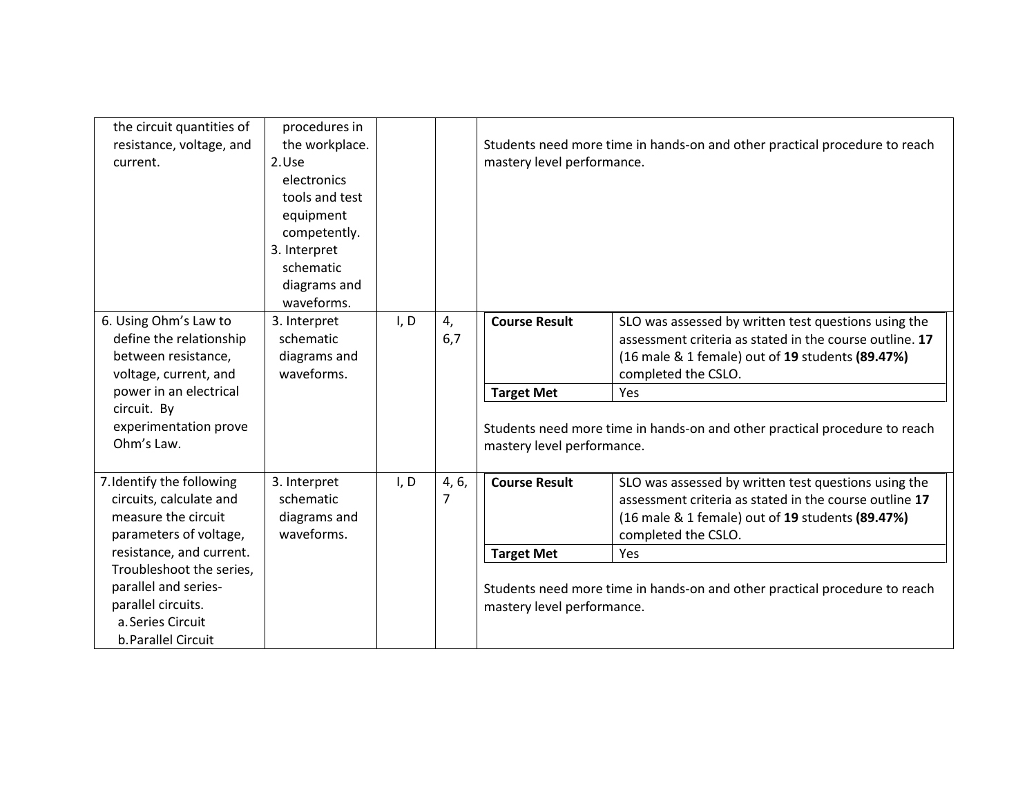| | | | | |
|---|---|---|---|---|
| the circuit quantities of resistance, voltage, and current. | procedures in the workplace.<br>2. Use electronics tools and test equipment competently.<br>3. Interpret schematic diagrams and waveforms. | | | Students need more time in hands-on and other practical procedure to reach mastery level performance. |
| 6. Using Ohm's Law to define the relationship between resistance, voltage, current, and power in an electrical circuit. By experimentation prove Ohm's Law. | 3. Interpret schematic diagrams and waveforms. | I, D | 4, 6,7 | **Course Result**: SLO was assessed by written test questions using the assessment criteria as stated in the course outline. **17** (16 male & 1 female) out of **19** students **(89.47%)** completed the CSLO.<br>**Target Met**: Yes<br><br>Students need more time in hands-on and other practical procedure to reach mastery level performance. |
| 7. Identify the following circuits, calculate and measure the circuit parameters of voltage, resistance, and current. Troubleshoot the series, parallel and series-parallel circuits.<br>a. Series Circuit<br>b. Parallel Circuit | 3. Interpret schematic diagrams and waveforms. | I, D | 4, 6, 7 | **Course Result**: SLO was assessed by written test questions using the assessment criteria as stated in the course outline **17** (16 male & 1 female) out of **19** students **(89.47%)** completed the CSLO.<br>**Target Met**: Yes<br><br>Students need more time in hands-on and other practical procedure to reach mastery level performance. |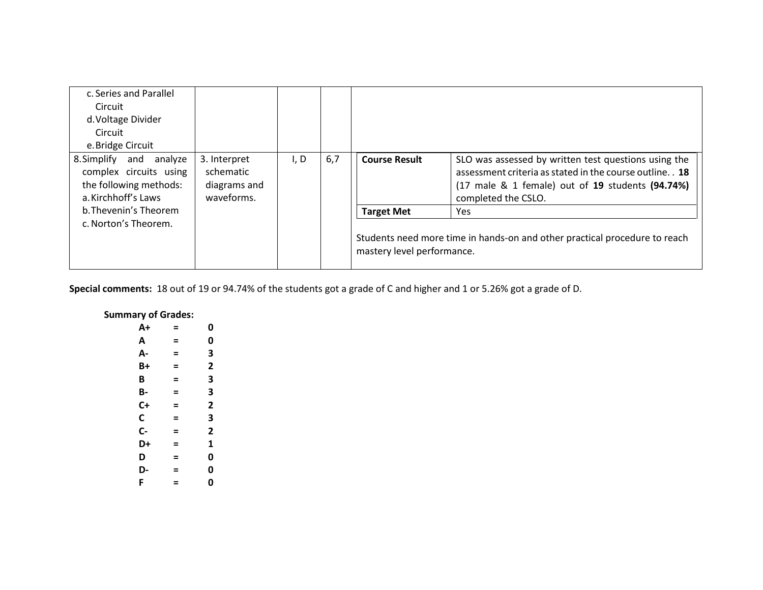| | | | | |
|---|---|---|---|---|
| c. Series and Parallel Circuit<br>d. Voltage Divider Circuit<br>e. Bridge Circuit | | | | |
| 8. Simplify and analyze complex circuits using the following methods:<br>a. Kirchhoff's Laws<br>b. Thevenin's Theorem<br>c. Norton's Theorem. | 3. Interpret schematic diagrams and waveforms. | I, D | 6,7 | **Course Result**: SLO was assessed by written test questions using the assessment criteria as stated in the course outline. . **18** (17 male & 1 female) out of **19** students **(94.74%)** completed the CSLO.<br>**Target Met**: Yes<br><br>Students need more time in hands-on and other practical procedure to reach mastery level performance. |

**Special comments:** 18 out of 19 or 94.74% of the students got a grade of C and higher and 1 or 5.26% got a grade of D.

**Summary of Grades:**

| Grade | | Count |
|---|---|---|
| **A+** | **=** | **0** |
| **A** | **=** | **0** |
| **A-** | **=** | **3** |
| **B+** | **=** | **2** |
| **B** | **=** | **3** |
| **B-** | **=** | **3** |
| **C+** | **=** | **2** |
| **C** | **=** | **3** |
| **C-** | **=** | **2** |
| **D+** | **=** | **1** |
| **D** | **=** | **0** |
| **D-** | **=** | **0** |
| **F** | **=** | **0** |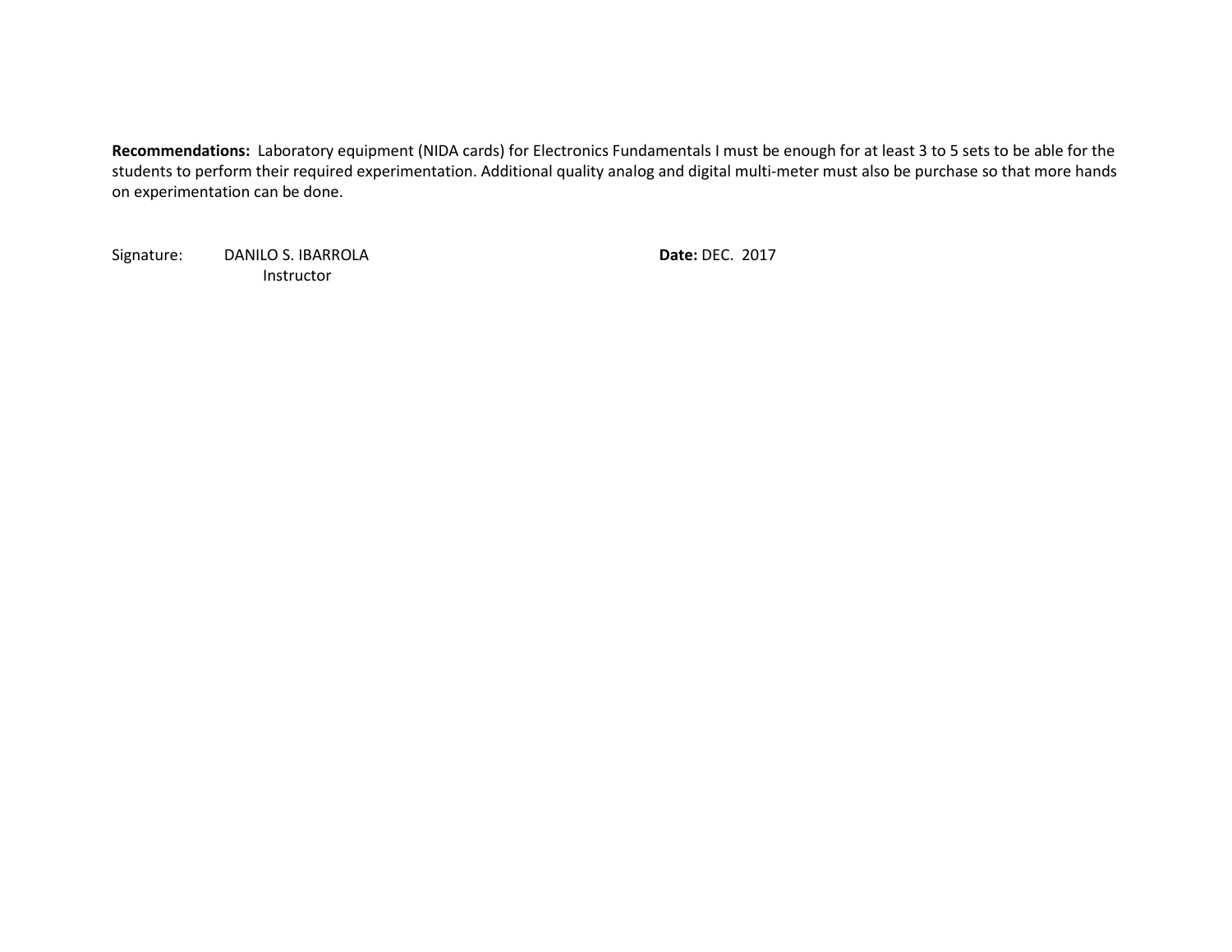**Recommendations:** Laboratory equipment (NIDA cards) for Electronics Fundamentals I must be enough for at least 3 to 5 sets to be able for the students to perform their required experimentation. Additional quality analog and digital multi-meter must also be purchase so that more hands on experimentation can be done.

Signature: DANILO S. IBARROLA
Instructor

**Date:** DEC. 2017